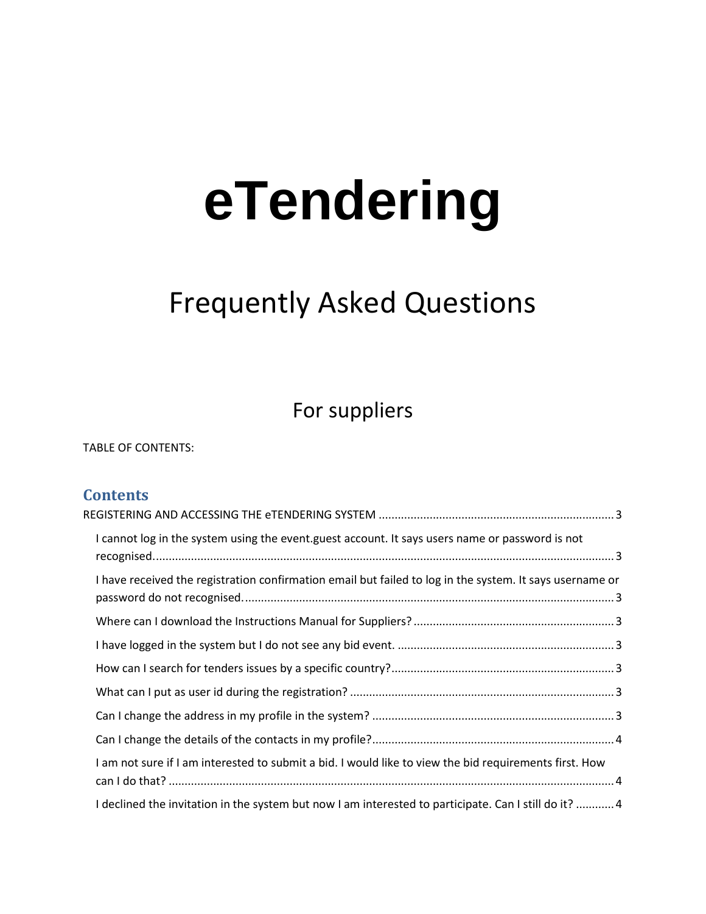# eTendering

## Frequently Asked Questions

### For suppliers

TABLE OF CONTENTS:

## Contents

REGISTERING AND ACCESSING THE eTENDERING SYSTEM ........................................................................ 3

- I cannot log in the system using the event.guest account. It says users name or password is not recognised............................................................................................................................................ 3
- I have received the registration confirmation email but failed to log in the system. It says username or password do not recognised.................................................................................................................. 3
- Where can I download the Instructions Manual for Suppliers? ............................................................. 3
- I have logged in the system but I do not see any bid event. ................................................................... 3
- How can I search for tenders issues by a specific country?..................................................................... 3
- What can I put as user id during the registration? ................................................................................. 3
- Can I change the address in my profile in the system? .......................................................................... 3
- Can I change the details of the contacts in my profile?.......................................................................... 4
- I am not sure if I am interested to submit a bid. I would like to view the bid requirements first. How can I do that? .......................................................................................................................................... 4
- I declined the invitation in the system but now I am interested to participate. Can I still do it? ........... 4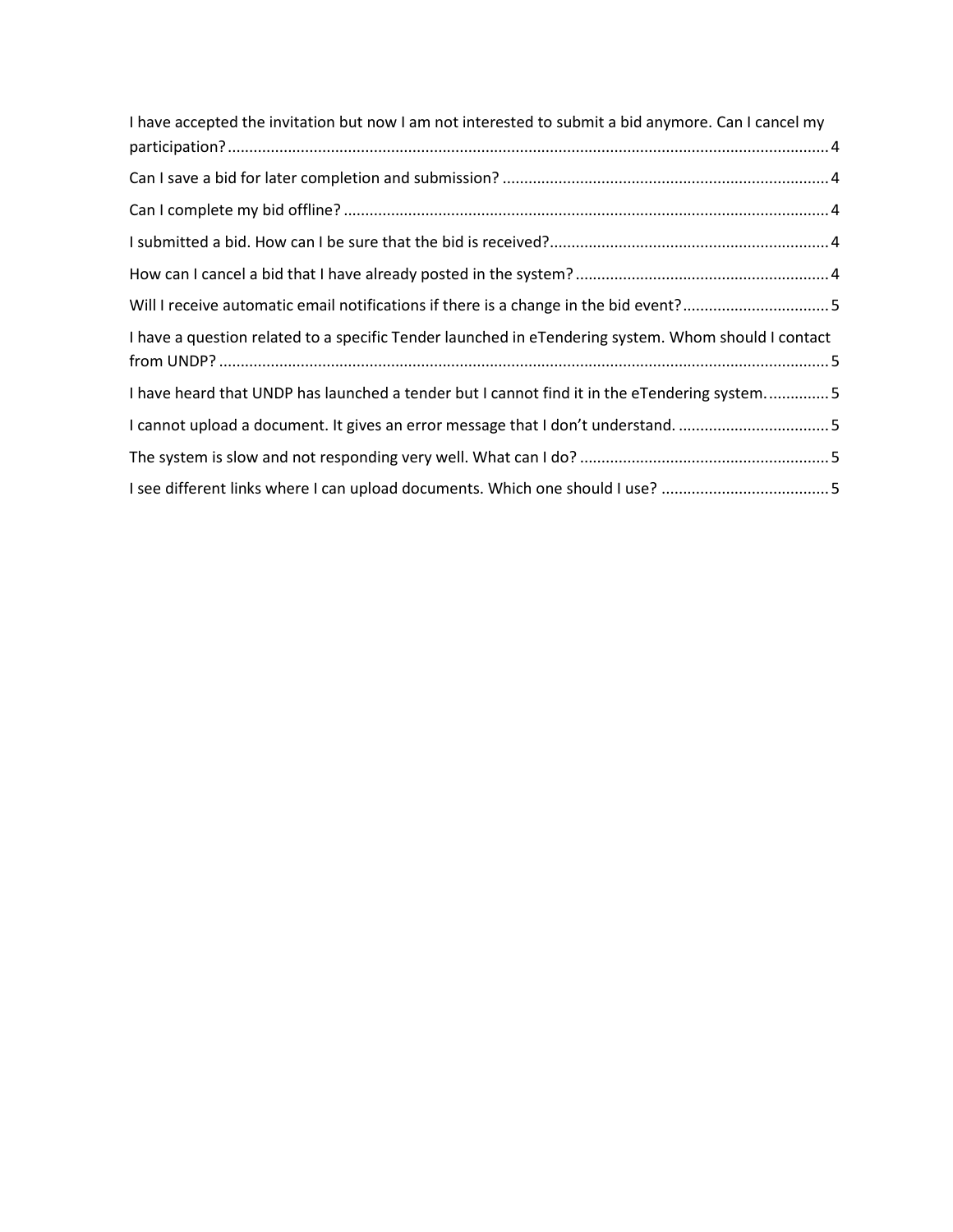I have accepted the invitation but now I am not interested to submit a bid anymore. Can I cancel my participation? .......... 4

Can I save a bid for later completion and submission? .......... 4

Can I complete my bid offline? .......... 4

I submitted a bid. How can I be sure that the bid is received? .......... 4

How can I cancel a bid that I have already posted in the system? .......... 4

Will I receive automatic email notifications if there is a change in the bid event? .......... 5

I have a question related to a specific Tender launched in eTendering system. Whom should I contact from UNDP? .......... 5

I have heard that UNDP has launched a tender but I cannot find it in the eTendering system. .......... 5

I cannot upload a document. It gives an error message that I don't understand. .......... 5

The system is slow and not responding very well. What can I do? .......... 5

I see different links where I can upload documents. Which one should I use? .......... 5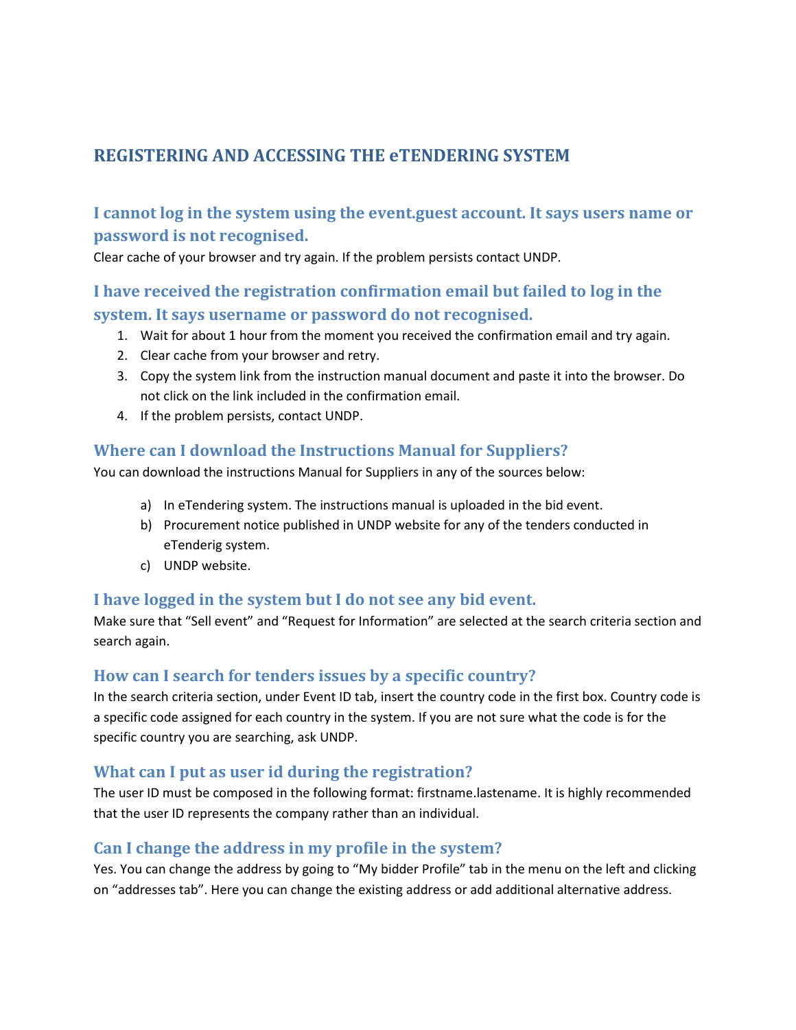## REGISTERING AND ACCESSING THE eTENDERING SYSTEM

### I cannot log in the system using the event.guest account. It says users name or password is not recognised.

Clear cache of your browser and try again. If the problem persists contact UNDP.

### I have received the registration confirmation email but failed to log in the system. It says username or password do not recognised.

1. Wait for about 1 hour from the moment you received the confirmation email and try again.
2. Clear cache from your browser and retry.
3. Copy the system link from the instruction manual document and paste it into the browser. Do not click on the link included in the confirmation email.
4. If the problem persists, contact UNDP.

### Where can I download the Instructions Manual for Suppliers?

You can download the instructions Manual for Suppliers in any of the sources below:

a) In eTendering system. The instructions manual is uploaded in the bid event.
b) Procurement notice published in UNDP website for any of the tenders conducted in eTenderig system.
c) UNDP website.

### I have logged in the system but I do not see any bid event.

Make sure that “Sell event” and “Request for Information” are selected at the search criteria section and search again.

### How can I search for tenders issues by a specific country?

In the search criteria section, under Event ID tab, insert the country code in the first box. Country code is a specific code assigned for each country in the system. If you are not sure what the code is for the specific country you are searching, ask UNDP.

### What can I put as user id during the registration?

The user ID must be composed in the following format: firstname.lastename. It is highly recommended that the user ID represents the company rather than an individual.

### Can I change the address in my profile in the system?

Yes. You can change the address by going to “My bidder Profile” tab in the menu on the left and clicking on “addresses tab”. Here you can change the existing address or add additional alternative address.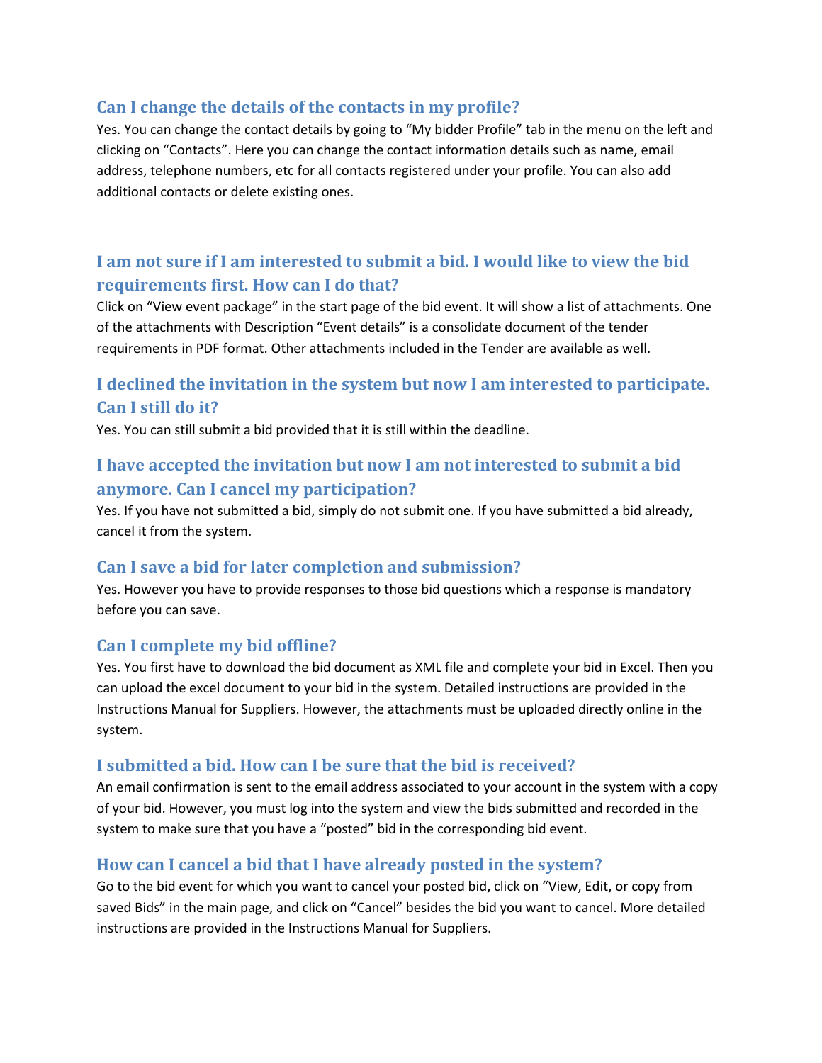### Can I change the details of the contacts in my profile?

Yes. You can change the contact details by going to "My bidder Profile" tab in the menu on the left and clicking on "Contacts". Here you can change the contact information details such as name, email address, telephone numbers, etc for all contacts registered under your profile. You can also add additional contacts or delete existing ones.

### I am not sure if I am interested to submit a bid. I would like to view the bid requirements first. How can I do that?

Click on "View event package" in the start page of the bid event. It will show a list of attachments. One of the attachments with Description "Event details" is a consolidate document of the tender requirements in PDF format. Other attachments included in the Tender are available as well.

### I declined the invitation in the system but now I am interested to participate. Can I still do it?

Yes. You can still submit a bid provided that it is still within the deadline.

### I have accepted the invitation but now I am not interested to submit a bid anymore. Can I cancel my participation?

Yes. If you have not submitted a bid, simply do not submit one. If you have submitted a bid already, cancel it from the system.

### Can I save a bid for later completion and submission?

Yes. However you have to provide responses to those bid questions which a response is mandatory before you can save.

### Can I complete my bid offline?

Yes. You first have to download the bid document as XML file and complete your bid in Excel. Then you can upload the excel document to your bid in the system. Detailed instructions are provided in the Instructions Manual for Suppliers. However, the attachments must be uploaded directly online in the system.

### I submitted a bid. How can I be sure that the bid is received?

An email confirmation is sent to the email address associated to your account in the system with a copy of your bid. However, you must log into the system and view the bids submitted and recorded in the system to make sure that you have a "posted" bid in the corresponding bid event.

### How can I cancel a bid that I have already posted in the system?

Go to the bid event for which you want to cancel your posted bid, click on "View, Edit, or copy from saved Bids" in the main page, and click on "Cancel" besides the bid you want to cancel. More detailed instructions are provided in the Instructions Manual for Suppliers.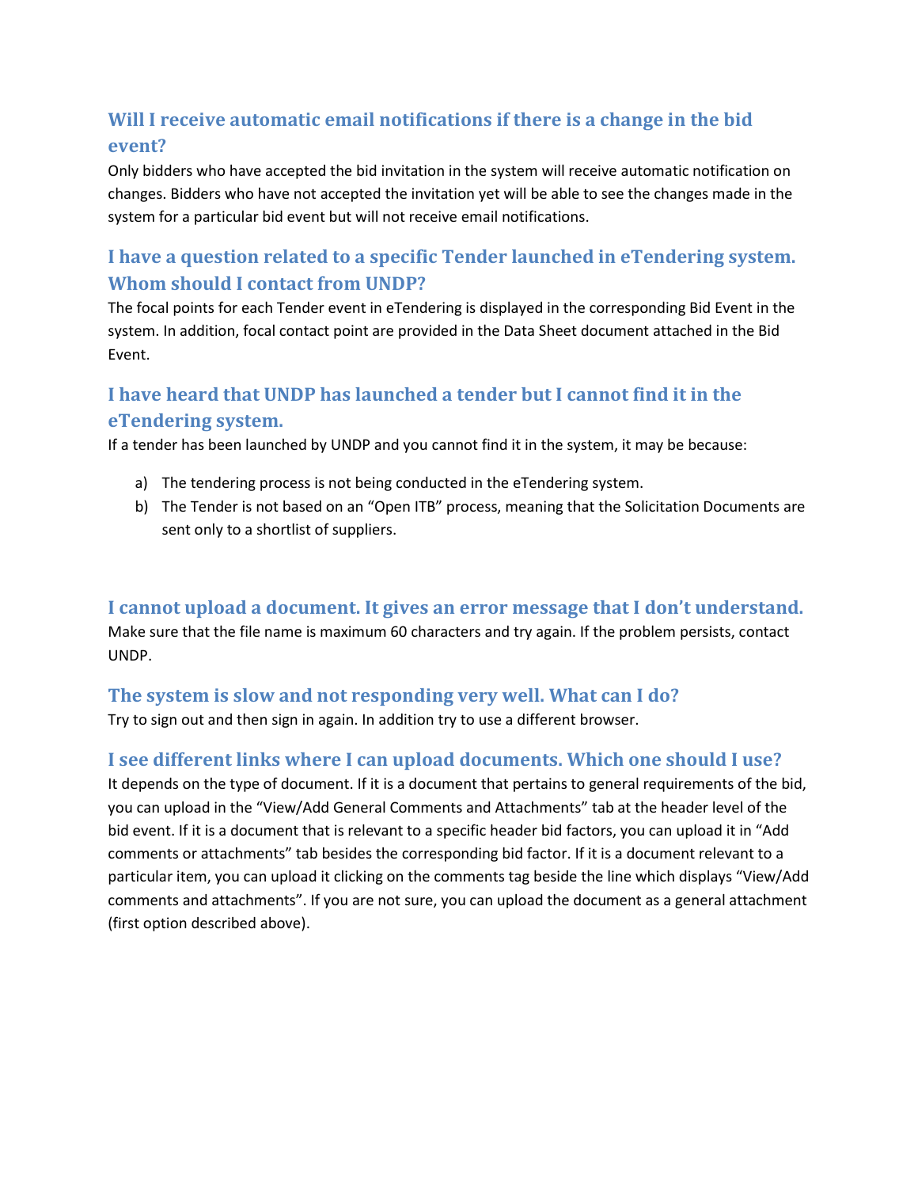## Will I receive automatic email notifications if there is a change in the bid event?

Only bidders who have accepted the bid invitation in the system will receive automatic notification on changes. Bidders who have not accepted the invitation yet will be able to see the changes made in the system for a particular bid event but will not receive email notifications.

## I have a question related to a specific Tender launched in eTendering system. Whom should I contact from UNDP?

The focal points for each Tender event in eTendering is displayed in the corresponding Bid Event in the system. In addition, focal contact point are provided in the Data Sheet document attached in the Bid Event.

## I have heard that UNDP has launched a tender but I cannot find it in the eTendering system.

If a tender has been launched by UNDP and you cannot find it in the system, it may be because:

a) The tendering process is not being conducted in the eTendering system.
b) The Tender is not based on an "Open ITB" process, meaning that the Solicitation Documents are sent only to a shortlist of suppliers.

## I cannot upload a document. It gives an error message that I don't understand.

Make sure that the file name is maximum 60 characters and try again. If the problem persists, contact UNDP.

## The system is slow and not responding very well. What can I do?

Try to sign out and then sign in again. In addition try to use a different browser.

## I see different links where I can upload documents. Which one should I use?

It depends on the type of document. If it is a document that pertains to general requirements of the bid, you can upload in the "View/Add General Comments and Attachments" tab at the header level of the bid event. If it is a document that is relevant to a specific header bid factors, you can upload it in "Add comments or attachments" tab besides the corresponding bid factor. If it is a document relevant to a particular item, you can upload it clicking on the comments tag beside the line which displays "View/Add comments and attachments". If you are not sure, you can upload the document as a general attachment (first option described above).